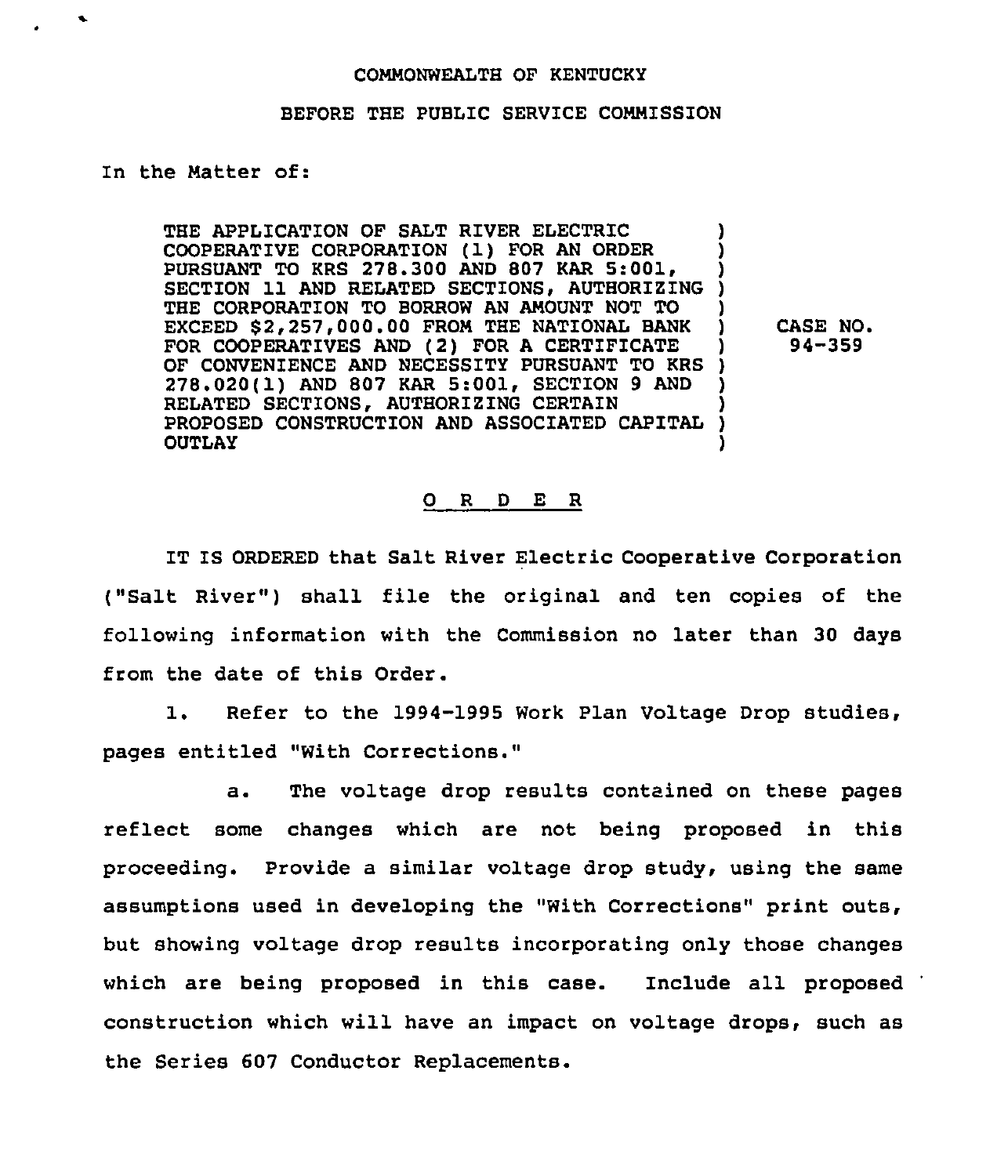COMMONWEALTH OF KENTUCKY

BEFORE THE PUBLIC SERVICE COMMISSION

In the Matter of:

| | | |
|---|---|---|
| THE APPLICATION OF SALT RIVER ELECTRIC COOPERATIVE CORPORATION (1) FOR AN ORDER PURSUANT TO KRS 278.300 AND 807 KAR 5:001, SECTION 11 AND RELATED SECTIONS, AUTHORIZING THE CORPORATION TO BORROW AN AMOUNT NOT TO EXCEED $2,257,000.00 FROM THE NATIONAL BANK FOR COOPERATIVES AND (2) FOR A CERTIFICATE OF CONVENIENCE AND NECESSITY PURSUANT TO KRS 278.020(1) AND 807 KAR 5:001, SECTION 9 AND RELATED SECTIONS, AUTHORIZING CERTAIN PROPOSED CONSTRUCTION AND ASSOCIATED CAPITAL OUTLAY | ) | CASE NO. 94-359 |

O R D E R

IT IS ORDERED that Salt River Electric Cooperative Corporation ("Salt River") shall file the original and ten copies of the following information with the Commission no later than 30 days from the date of this Order.

1. Refer to the 1994-1995 Work Plan Voltage Drop studies, pages entitled "With Corrections."

a. The voltage drop results contained on these pages reflect some changes which are not being proposed in this proceeding. Provide a similar voltage drop study, using the same assumptions used in developing the "With Corrections" print outs, but showing voltage drop results incorporating only those changes which are being proposed in this case. Include all proposed construction which will have an impact on voltage drops, such as the Series 607 Conductor Replacements.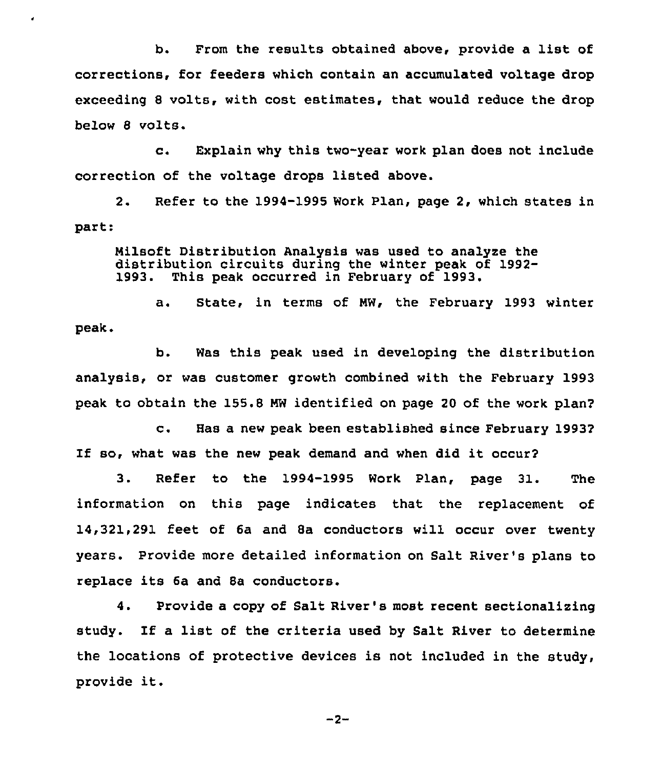b. From the results obtained above, provide a list of corrections, for feeders which contain an accumulated voltage drop exceeding 8 volts, with cost estimates, that would reduce the drop below 8 volts.

c. Explain why this two-year work plan does not include correction of the voltage drops listed above.

2. Refer to the 1994-1995 Work Plan, page 2, which states in part:

> Milsoft Distribution Analysis was used to analyze the distribution circuits during the winter peak of 1992-1993. This peak occurred in February of 1993.

a. State, in terms of MW, the February 1993 winter peak.

b. Was this peak used in developing the distribution analysis, or was customer growth combined with the February 1993 peak to obtain the 155.8 MW identified on page 20 of the work plan?

c. Has a new peak been established since February 1993? If so, what was the new peak demand and when did it occur?

3. Refer to the 1994-1995 Work Plan, page 31. The information on this page indicates that the replacement of 14,321,291 feet of 6a and 8a conductors will occur over twenty years. Provide more detailed information on Salt River's plans to replace its 6a and 8a conductors.

4. Provide a copy of Salt River's most recent sectionalizing study. If a list of the criteria used by Salt River to determine the locations of protective devices is not included in the study, provide it.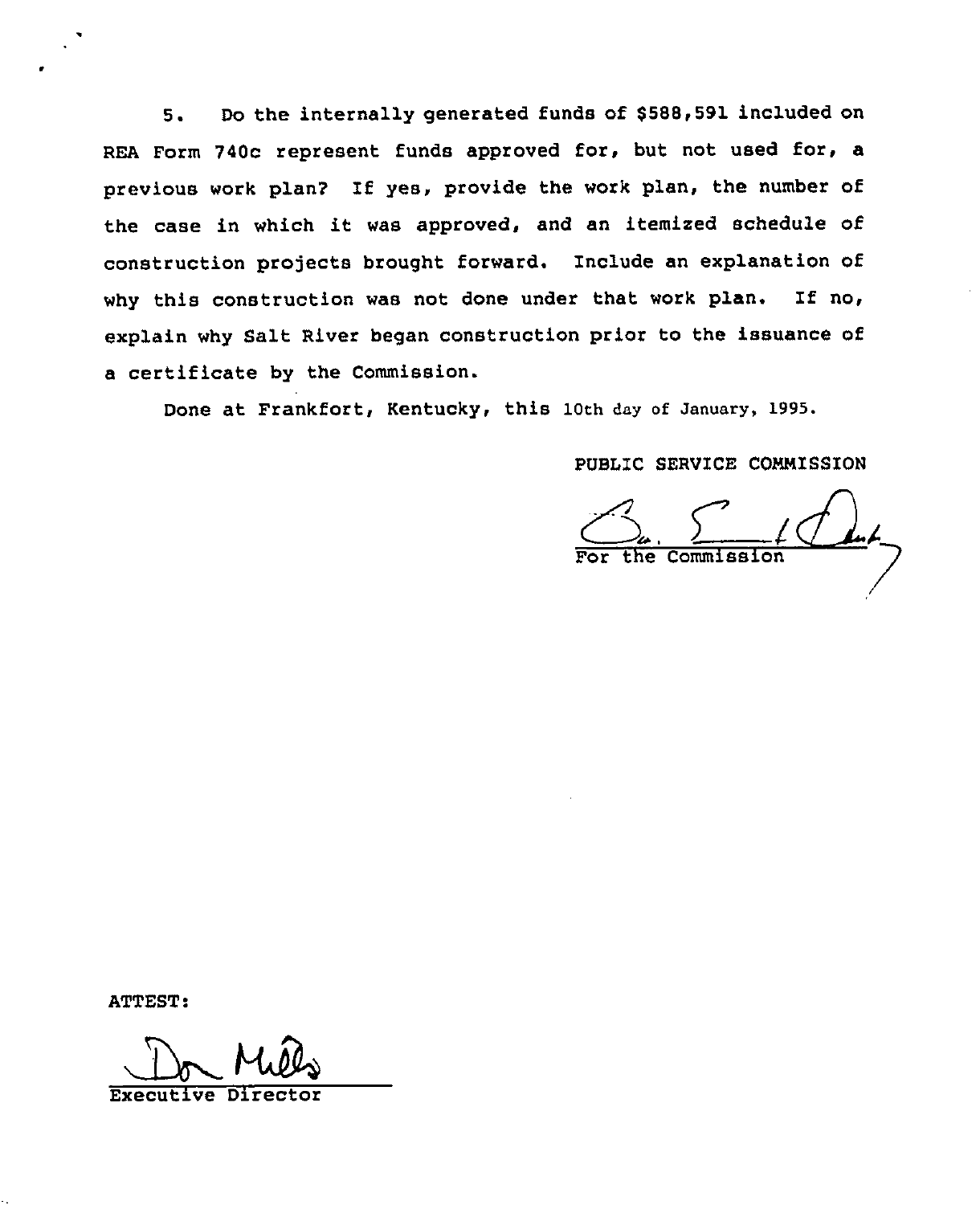5. Do the internally generated funds of $588,591 included on REA Form 740c represent funds approved for, but not used for, a previous work plan? If yes, provide the work plan, the number of the case in which it was approved, and an itemized schedule of construction projects brought forward. Include an explanation of why this construction was not done under that work plan. If no, explain why Salt River began construction prior to the issuance of a certificate by the Commission.

Done at Frankfort, Kentucky, this 10th day of January, 1995.

PUBLIC SERVICE COMMISSION

For the Commission

ATTEST:

Executive Director